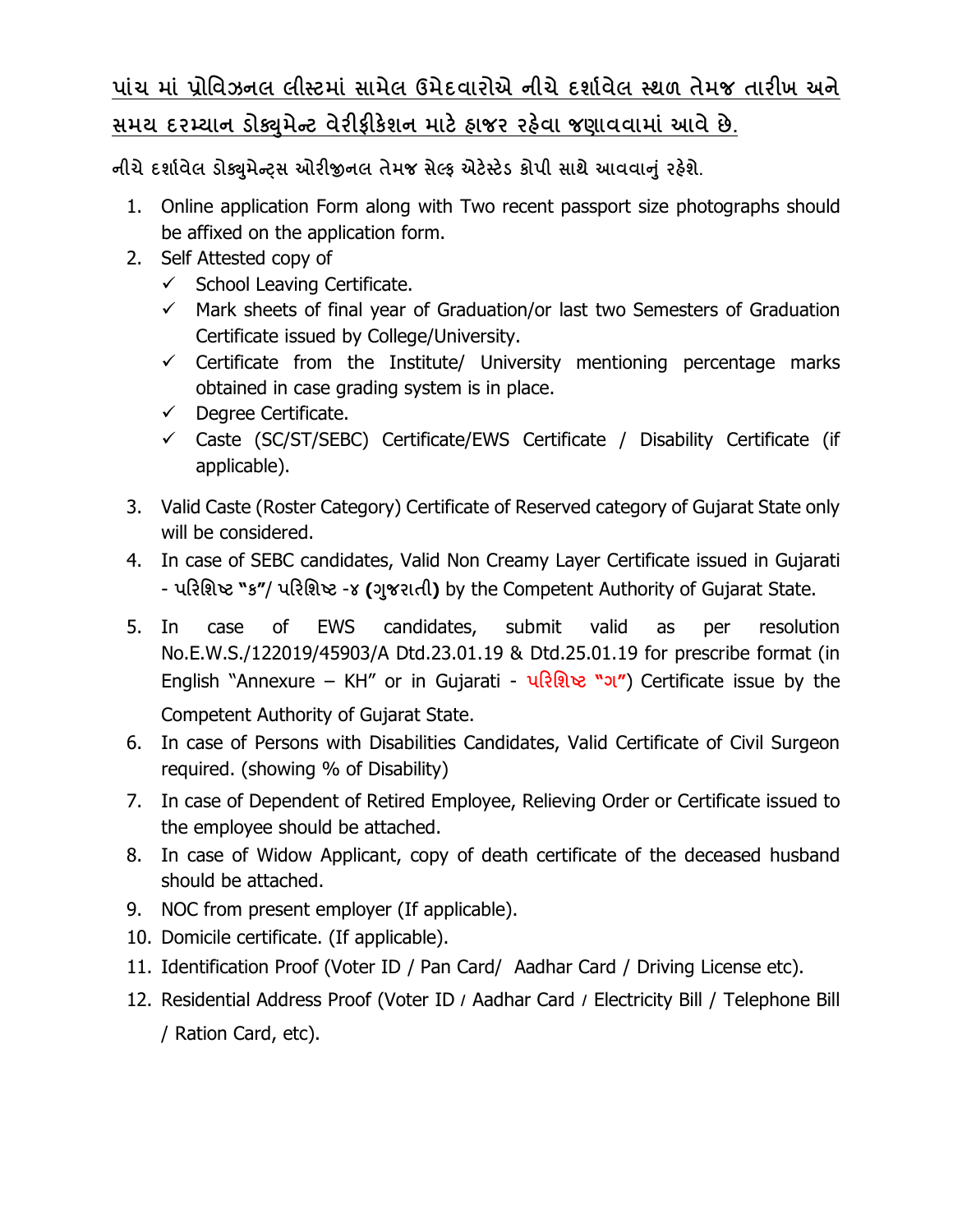**<u>પાંચ માં પ્રોવિઝનલ લીસ્ટમાં સામેલ ઉમેદવારોએ નીચે દર્શાવેલ સ્થળ તેમજ તારીખ અને સમય દરમ્યાન ડોક્યુમેન્ટ વેરીફીકેશન માટે હાજર રહેવા જણાવવામાં આવે છે.</u>**

**નીચે દર્શાવેલ ડોક્યુમેન્ટ્સ ઓરીજીનલ તેમજ સેલ્ફ એટેસ્ટેડ કોપી સાથે આવવાનું રહેશે.**

1. Online application Form along with Two recent passport size photographs should be affixed on the application form.
2. Self Attested copy of
   - ✓ School Leaving Certificate.
   - ✓ Mark sheets of final year of Graduation/or last two Semesters of Graduation Certificate issued by College/University.
   - ✓ Certificate from the Institute/ University mentioning percentage marks obtained in case grading system is in place.
   - ✓ Degree Certificate.
   - ✓ Caste (SC/ST/SEBC) Certificate/EWS Certificate / Disability Certificate (if applicable).
3. Valid Caste (Roster Category) Certificate of Reserved category of Gujarat State only will be considered.
4. In case of SEBC candidates, Valid Non Creamy Layer Certificate issued in Gujarati - **પરિશિષ્ટ "ક"**/ **પરિશિષ્ટ -૪ (ગુજરાતી)** by the Competent Authority of Gujarat State.
5. In case of EWS candidates, submit valid as per resolution No.E.W.S./122019/45903/A Dtd.23.01.19 & Dtd.25.01.19 for prescribe format (in English "Annexure – KH" or in Gujarati - **પરિશિષ્ટ "ગ"**) Certificate issue by the Competent Authority of Gujarat State.
6. In case of Persons with Disabilities Candidates, Valid Certificate of Civil Surgeon required. (showing % of Disability)
7. In case of Dependent of Retired Employee, Relieving Order or Certificate issued to the employee should be attached.
8. In case of Widow Applicant, copy of death certificate of the deceased husband should be attached.
9. NOC from present employer (If applicable).
10. Domicile certificate. (If applicable).
11. Identification Proof (Voter ID / Pan Card/ Aadhar Card / Driving License etc).
12. Residential Address Proof (Voter ID / Aadhar Card / Electricity Bill / Telephone Bill / Ration Card, etc).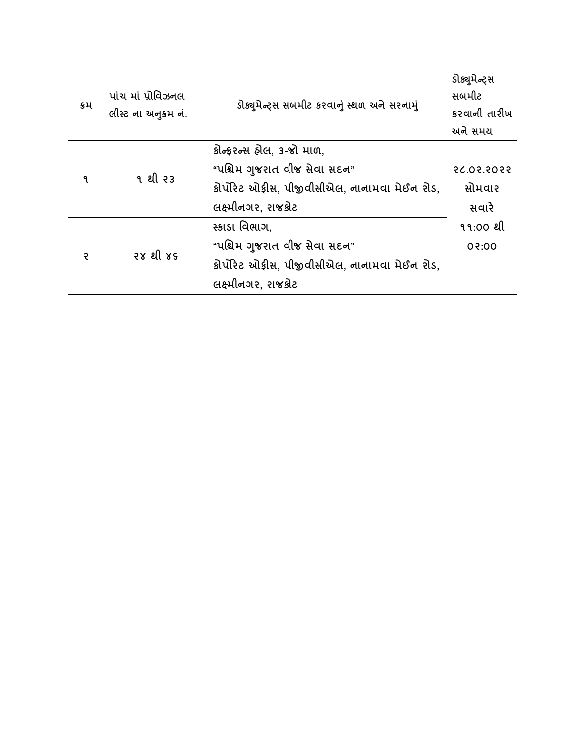| ક્રમ | પાંચ માં પ્રોવિઝનલ લીસ્ટ ના અનુક્રમ નં. | ડોક્યુમેન્ટ્સ સબમીટ કરવાનું સ્થળ અને સરનામું | ડોક્યુમેન્ટ્સ સબમીટ કરવાની તારીખ અને સમય |
|---|---|---|---|
| ૧ | ૧ થી ૨૩ | કોન્ફરન્સ હોલ, ૩-જો માળ, "પશ્ચિમ ગુજરાત વીજ સેવા સદન" કોર્પોરેટ ઓફીસ, પીજીવીસીએલ, નાનામવા મેઈન રોડ, લક્ષ્મીનગર, રાજકોટ | ૨૮.૦૨.૨૦૨૨ સોમવાર સવારે ૧૧:૦૦ થી ૦૨:૦૦ |
| ૨ | ૨૪ થી ૪૬ | સ્કાડા વિભાગ, "પશ્ચિમ ગુજરાત વીજ સેવા સદન" કોર્પોરેટ ઓફીસ, પીજીવીસીએલ, નાનામવા મેઈન રોડ, લક્ષ્મીનગર, રાજકોટ | |